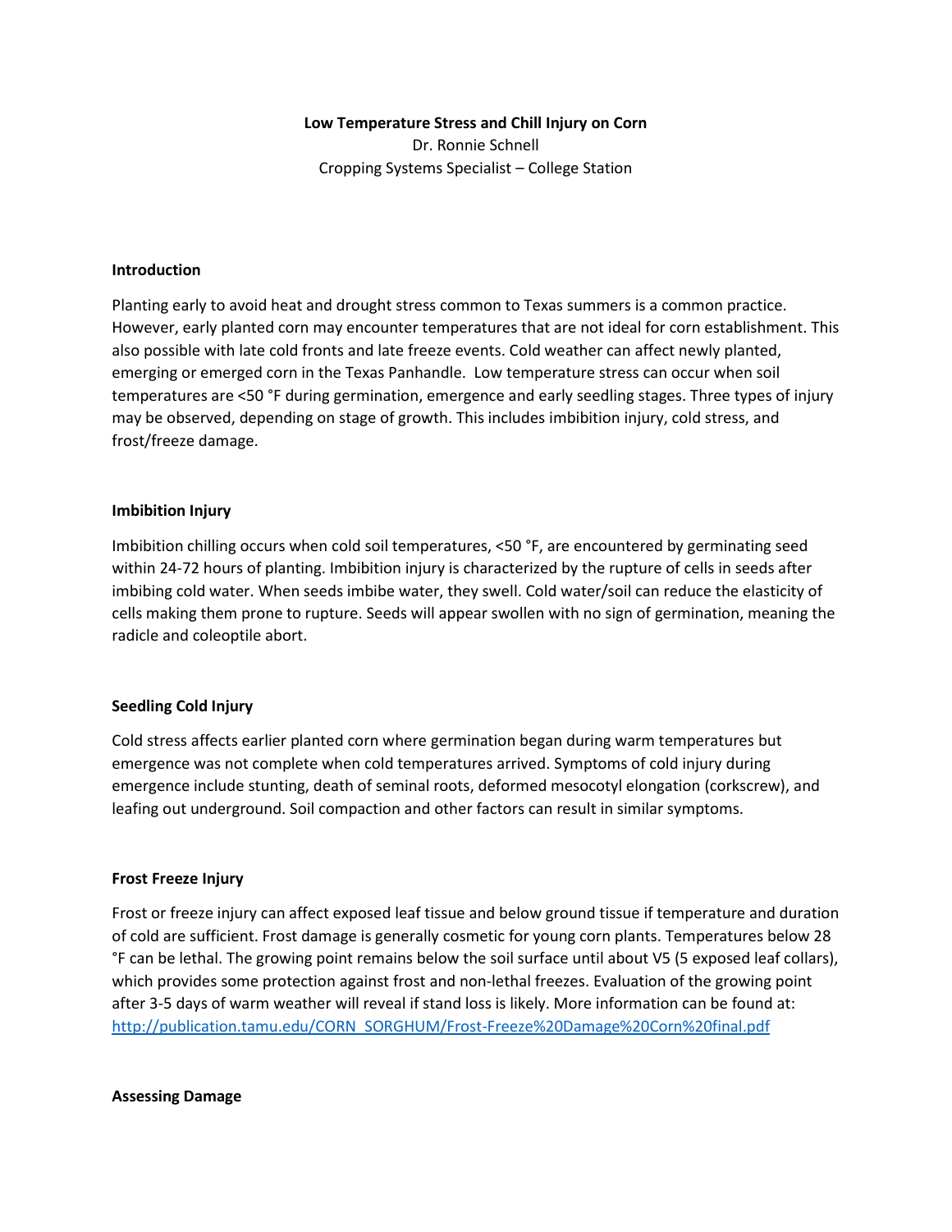**Low Temperature Stress and Chill Injury on Corn**

Dr. Ronnie Schnell

Cropping Systems Specialist – College Station

## Introduction

Planting early to avoid heat and drought stress common to Texas summers is a common practice. However, early planted corn may encounter temperatures that are not ideal for corn establishment. This also possible with late cold fronts and late freeze events. Cold weather can affect newly planted, emerging or emerged corn in the Texas Panhandle. Low temperature stress can occur when soil temperatures are <50 °F during germination, emergence and early seedling stages. Three types of injury may be observed, depending on stage of growth. This includes imbibition injury, cold stress, and frost/freeze damage.

## Imbibition Injury

Imbibition chilling occurs when cold soil temperatures, <50 °F, are encountered by germinating seed within 24-72 hours of planting. Imbibition injury is characterized by the rupture of cells in seeds after imbibing cold water. When seeds imbibe water, they swell. Cold water/soil can reduce the elasticity of cells making them prone to rupture. Seeds will appear swollen with no sign of germination, meaning the radicle and coleoptile abort.

## Seedling Cold Injury

Cold stress affects earlier planted corn where germination began during warm temperatures but emergence was not complete when cold temperatures arrived. Symptoms of cold injury during emergence include stunting, death of seminal roots, deformed mesocotyl elongation (corkscrew), and leafing out underground. Soil compaction and other factors can result in similar symptoms.

## Frost Freeze Injury

Frost or freeze injury can affect exposed leaf tissue and below ground tissue if temperature and duration of cold are sufficient. Frost damage is generally cosmetic for young corn plants. Temperatures below 28 °F can be lethal. The growing point remains below the soil surface until about V5 (5 exposed leaf collars), which provides some protection against frost and non-lethal freezes. Evaluation of the growing point after 3-5 days of warm weather will reveal if stand loss is likely. More information can be found at: [http://publication.tamu.edu/CORN_SORGHUM/Frost-Freeze%20Damage%20Corn%20final.pdf](http://publication.tamu.edu/CORN_SORGHUM/Frost-Freeze%20Damage%20Corn%20final.pdf)

## Assessing Damage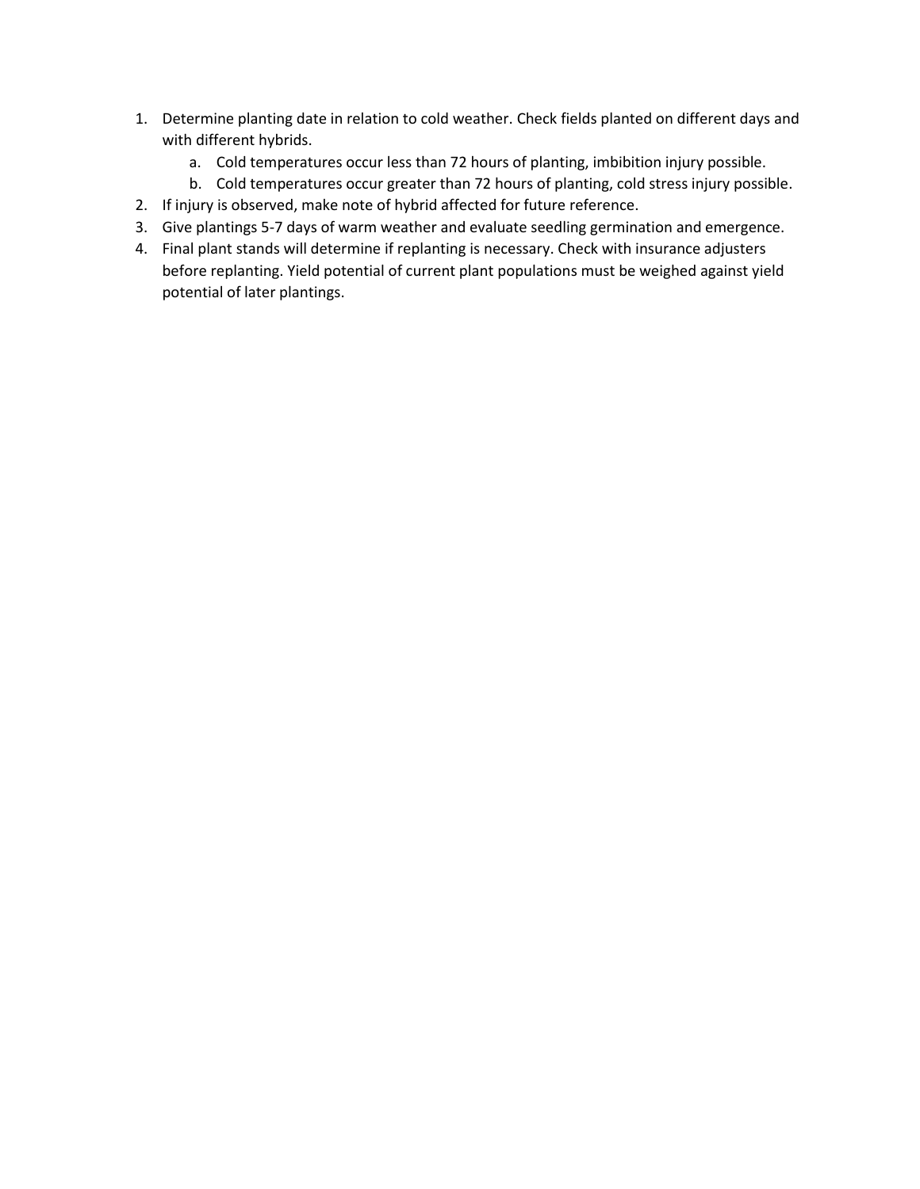1. Determine planting date in relation to cold weather. Check fields planted on different days and with different hybrids.
    a. Cold temperatures occur less than 72 hours of planting, imbibition injury possible.
    b. Cold temperatures occur greater than 72 hours of planting, cold stress injury possible.
2. If injury is observed, make note of hybrid affected for future reference.
3. Give plantings 5-7 days of warm weather and evaluate seedling germination and emergence.
4. Final plant stands will determine if replanting is necessary. Check with insurance adjusters before replanting. Yield potential of current plant populations must be weighed against yield potential of later plantings.